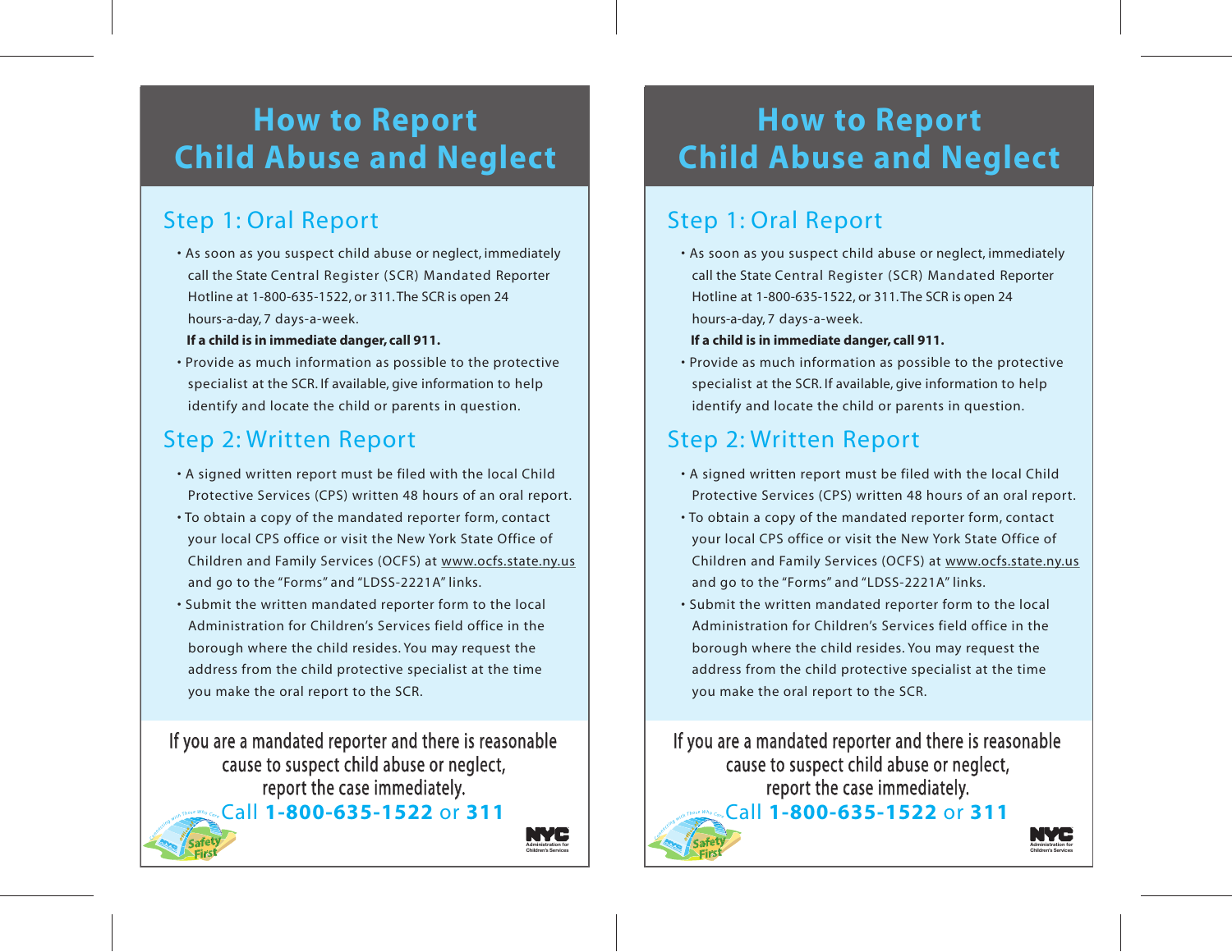# How to Report Child Abuse and Neglect

## Step 1: Oral Report

- As soon as you suspect child abuse or neglect, immediately call the State Central Register (SCR) Mandated Reporter Hotline at 1-800-635-1522, or 311. The SCR is open 24 hours-a-day, 7 days-a-week.

  **If a child is in immediate danger, call 911.**
- Provide as much information as possible to the protective specialist at the SCR. If available, give information to help identify and locate the child or parents in question.

## Step 2: Written Report

- A signed written report must be filed with the local Child Protective Services (CPS) written 48 hours of an oral report.
- To obtain a copy of the mandated reporter form, contact your local CPS office or visit the New York State Office of Children and Family Services (OCFS) at www.ocfs.state.ny.us and go to the "Forms" and "LDSS-2221A" links.
- Submit the written mandated reporter form to the local Administration for Children's Services field office in the borough where the child resides. You may request the address from the child protective specialist at the time you make the oral report to the SCR.

If you are a mandated reporter and there is reasonable cause to suspect child abuse or neglect, report the case immediately.

Call **1-800-635-1522** or **311**

# How to Report Child Abuse and Neglect

## Step 1: Oral Report

- As soon as you suspect child abuse or neglect, immediately call the State Central Register (SCR) Mandated Reporter Hotline at 1-800-635-1522, or 311. The SCR is open 24 hours-a-day, 7 days-a-week.

  **If a child is in immediate danger, call 911.**
- Provide as much information as possible to the protective specialist at the SCR. If available, give information to help identify and locate the child or parents in question.

## Step 2: Written Report

- A signed written report must be filed with the local Child Protective Services (CPS) written 48 hours of an oral report.
- To obtain a copy of the mandated reporter form, contact your local CPS office or visit the New York State Office of Children and Family Services (OCFS) at www.ocfs.state.ny.us and go to the "Forms" and "LDSS-2221A" links.
- Submit the written mandated reporter form to the local Administration for Children's Services field office in the borough where the child resides. You may request the address from the child protective specialist at the time you make the oral report to the SCR.

If you are a mandated reporter and there is reasonable cause to suspect child abuse or neglect, report the case immediately.

Call **1-800-635-1522** or **311**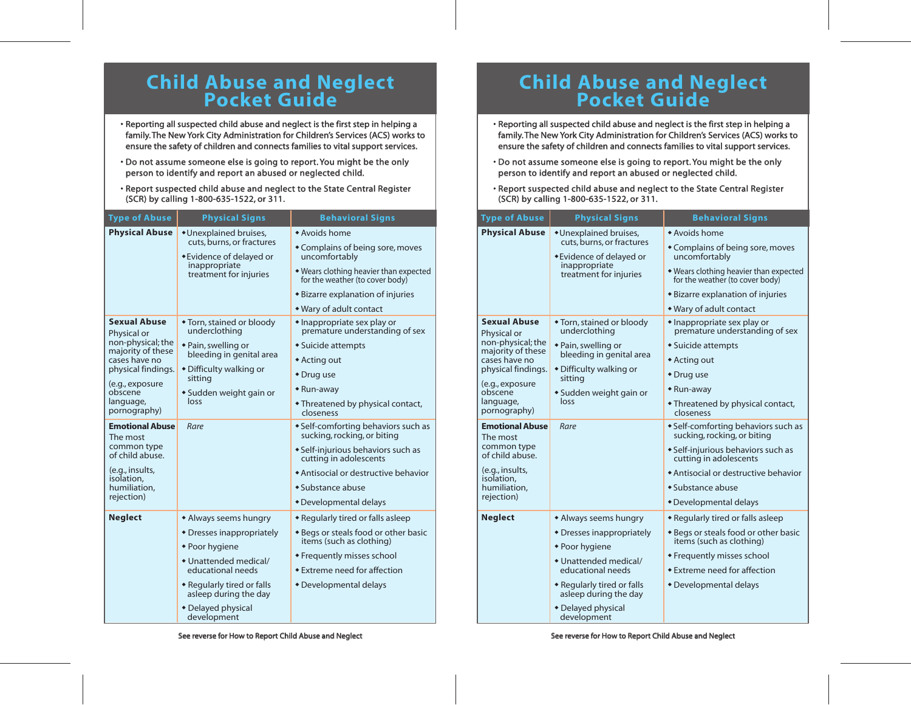# Child Abuse and Neglect Pocket Guide

- Reporting all suspected child abuse and neglect is the first step in helping a family. The New York City Administration for Children's Services (ACS) works to ensure the safety of children and connects families to vital support services.
- Do not assume someone else is going to report. You might be the only person to identify and report an abused or neglected child.
- Report suspected child abuse and neglect to the State Central Register (SCR) by calling 1-800-635-1522, or 311.

| Type of Abuse | Physical Signs | Behavioral Signs |
| --- | --- | --- |
| **Physical Abuse** | • Unexplained bruises, cuts, burns, or fractures<br>• Evidence of delayed or inappropriate treatment for injuries | • Avoids home<br>• Complains of being sore, moves uncomfortably<br>• Wears clothing heavier than expected for the weather (to cover body)<br>• Bizarre explanation of injuries<br>• Wary of adult contact |
| **Sexual Abuse**<br>Physical or non-physical; the majority of these cases have no physical findings.<br>(e.g., exposure obscene language, pornography) | • Torn, stained or bloody underclothing<br>• Pain, swelling or bleeding in genital area<br>• Difficulty walking or sitting<br>• Sudden weight gain or loss | • Inappropriate sex play or premature understanding of sex<br>• Suicide attempts<br>• Acting out<br>• Drug use<br>• Run-away<br>• Threatened by physical contact, closeness |
| **Emotional Abuse**<br>The most common type of child abuse.<br>(e.g., insults, isolation, humiliation, rejection) | *Rare* | • Self-comforting behaviors such as sucking, rocking, or biting<br>• Self-injurious behaviors such as cutting in adolescents<br>• Antisocial or destructive behavior<br>• Substance abuse<br>• Developmental delays |
| **Neglect** | • Always seems hungry<br>• Dresses inappropriately<br>• Poor hygiene<br>• Unattended medical/ educational needs<br>• Regularly tired or falls asleep during the day<br>• Delayed physical development | • Regularly tired or falls asleep<br>• Begs or steals food or other basic items (such as clothing)<br>• Frequently misses school<br>• Extreme need for affection<br>• Developmental delays |

See reverse for How to Report Child Abuse and Neglect